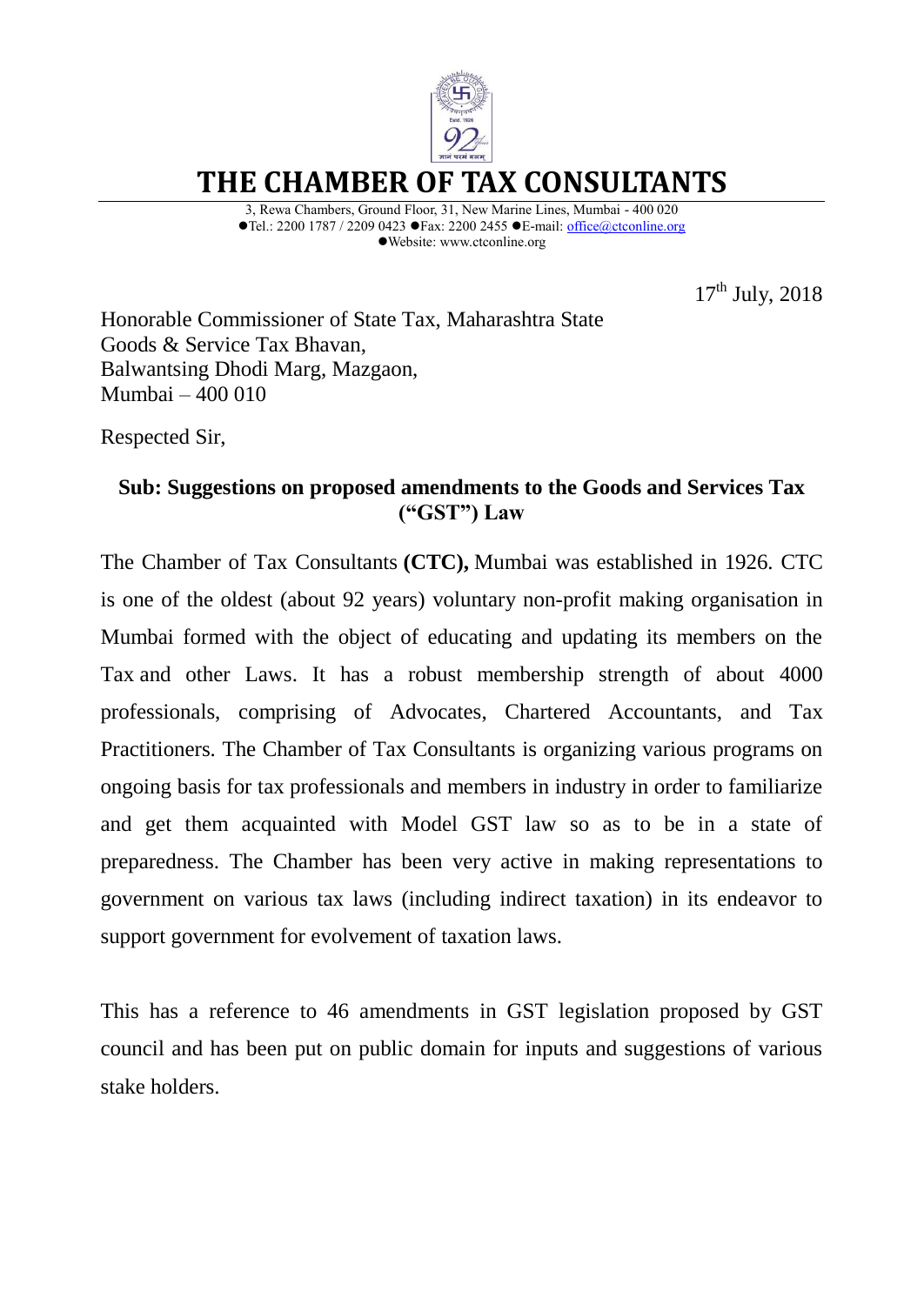# THE CHAMBER OF TAX CONSULTANTS

3, Rewa Chambers, Ground Floor, 31, New Marine Lines, Mumbai - 400 020
●Tel.: 2200 1787 / 2209 0423 ●Fax: 2200 2455 ●E-mail: office@ctconline.org
●Website: www.ctconline.org

17th July, 2018

Honorable Commissioner of State Tax, Maharashtra State
Goods & Service Tax Bhavan,
Balwantsing Dhodi Marg, Mazgaon,
Mumbai – 400 010

Respected Sir,

**Sub: Suggestions on proposed amendments to the Goods and Services Tax ("GST") Law**

The Chamber of Tax Consultants **(CTC),** Mumbai was established in 1926. CTC is one of the oldest (about 92 years) voluntary non-profit making organisation in Mumbai formed with the object of educating and updating its members on the Tax and other Laws. It has a robust membership strength of about 4000 professionals, comprising of Advocates, Chartered Accountants, and Tax Practitioners. The Chamber of Tax Consultants is organizing various programs on ongoing basis for tax professionals and members in industry in order to familiarize and get them acquainted with Model GST law so as to be in a state of preparedness. The Chamber has been very active in making representations to government on various tax laws (including indirect taxation) in its endeavor to support government for evolvement of taxation laws.

This has a reference to 46 amendments in GST legislation proposed by GST council and has been put on public domain for inputs and suggestions of various stake holders.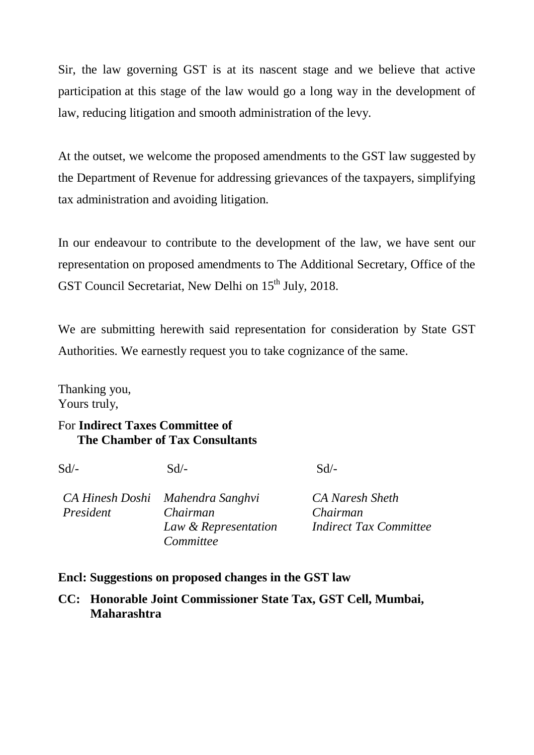Sir, the law governing GST is at its nascent stage and we believe that active participation at this stage of the law would go a long way in the development of law, reducing litigation and smooth administration of the levy.

At the outset, we welcome the proposed amendments to the GST law suggested by the Department of Revenue for addressing grievances of the taxpayers, simplifying tax administration and avoiding litigation.

In our endeavour to contribute to the development of the law, we have sent our representation on proposed amendments to The Additional Secretary, Office of the GST Council Secretariat, New Delhi on 15th July, 2018.

We are submitting herewith said representation for consideration by State GST Authorities. We earnestly request you to take cognizance of the same.

Thanking you,
Yours truly,

For **Indirect Taxes Committee of The Chamber of Tax Consultants**

| Sd/- | Sd/- | Sd/- |
|---|---|---|
| *CA Hinesh Doshi* | *Mahendra Sanghvi* | *CA Naresh Sheth* |
| *President* | *Chairman* | *Chairman* |
| | *Law & Representation Committee* | *Indirect Tax Committee* |

**Encl: Suggestions on proposed changes in the GST law**

**CC: Honorable Joint Commissioner State Tax, GST Cell, Mumbai, Maharashtra**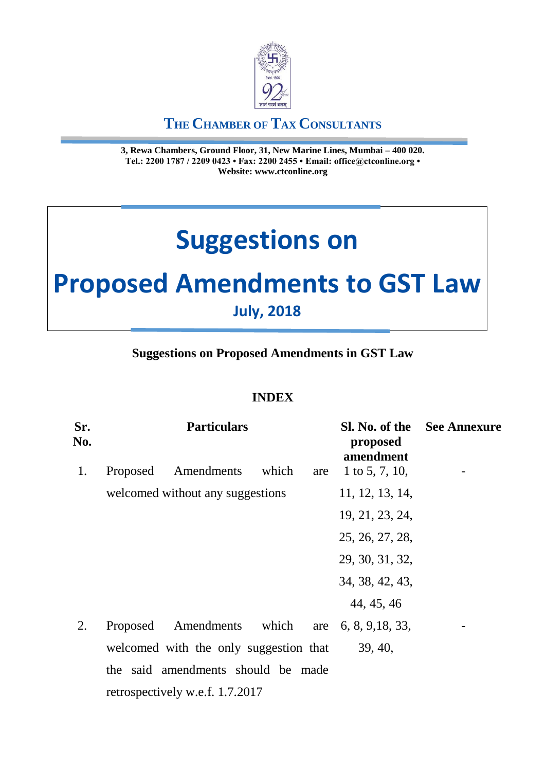# THE CHAMBER OF TAX CONSULTANTS

**3, Rewa Chambers, Ground Floor, 31, New Marine Lines, Mumbai – 400 020.**
**Tel.: 2200 1787 / 2209 0423 • Fax: 2200 2455 • Email: office@ctconline.org •**
**Website: www.ctconline.org**

# Suggestions on

# Proposed Amendments to GST Law

## July, 2018

**Suggestions on Proposed Amendments in GST Law**

**INDEX**

| Sr. No. | Particulars | Sl. No. of the proposed amendment | See Annexure |
|---|---|---|---|
| 1. | Proposed Amendments which are welcomed without any suggestions | 1 to 5, 7, 10, 11, 12, 13, 14, 19, 21, 23, 24, 25, 26, 27, 28, 29, 30, 31, 32, 34, 38, 42, 43, 44, 45, 46 | - |
| 2. | Proposed Amendments which are welcomed with the only suggestion that the said amendments should be made retrospectively w.e.f. 1.7.2017 | 6, 8, 9,18, 33, 39, 40, | - |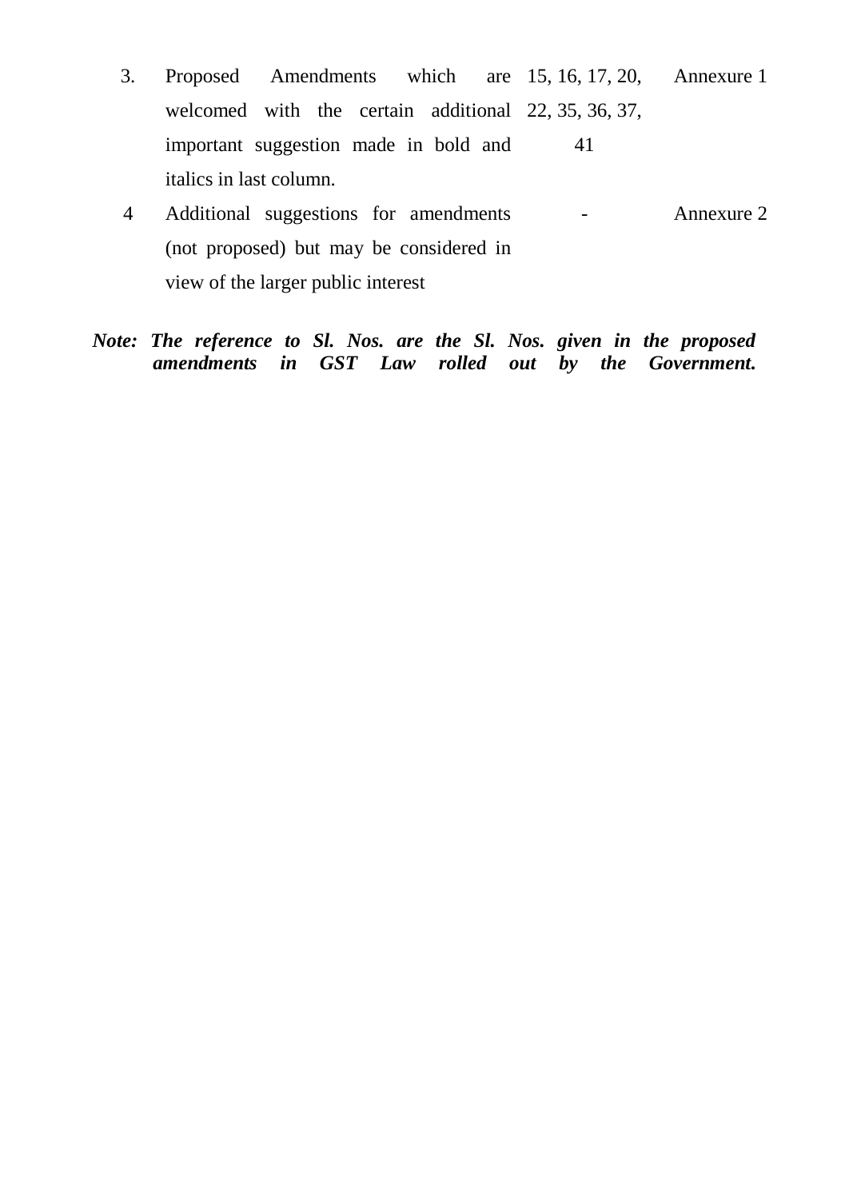| 3. | Proposed Amendments which are welcomed with the certain additional important suggestion made in bold and italics in last column. | 15, 16, 17, 20, 22, 35, 36, 37, 41 | Annexure 1 |
|---|---|---|---|
| 4 | Additional suggestions for amendments (not proposed) but may be considered in view of the larger public interest | - | Annexure 2 |

***Note: The reference to Sl. Nos. are the Sl. Nos. given in the proposed amendments in GST Law rolled out by the Government.***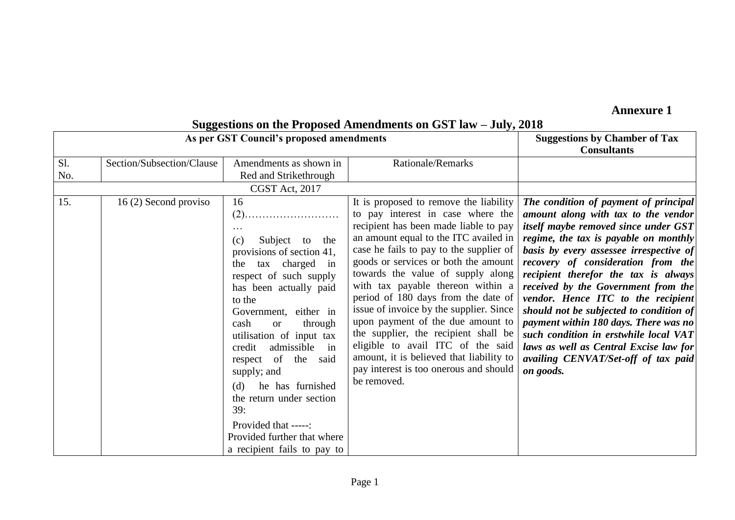**Annexure 1**

## Suggestions on the Proposed Amendments on GST law – July, 2018

| As per GST Council's proposed amendments | | | | Suggestions by Chamber of Tax Consultants |
|---|---|---|---|---|
| Sl. No. | Section/Subsection/Clause | Amendments as shown in Red and Strikethrough | Rationale/Remarks | |
| CGST Act, 2017 | | | | |
| 15. | 16 (2) Second proviso | 16 (2)……………………… … (c) Subject to the provisions of section 41, the tax charged in respect of such supply has been actually paid to the Government, either in cash or through utilisation of input tax credit admissible in respect of the said supply; and (d) he has furnished the return under section 39: Provided that -----: Provided further that where a recipient fails to pay to | It is proposed to remove the liability to pay interest in case where the recipient has been made liable to pay an amount equal to the ITC availed in case he fails to pay to the supplier of goods or services or both the amount towards the value of supply along with tax payable thereon within a period of 180 days from the date of issue of invoice by the supplier. Since upon payment of the due amount to the supplier, the recipient shall be eligible to avail ITC of the said amount, it is believed that liability to pay interest is too onerous and should be removed. | ***The condition of payment of principal amount along with tax to the vendor itself maybe removed since under GST regime, the tax is payable on monthly basis by every assessee irrespective of recovery of consideration from the recipient therefor the tax is always received by the Government from the vendor. Hence ITC to the recipient should not be subjected to condition of payment within 180 days. There was no such condition in erstwhile local VAT laws as well as Central Excise law for availing CENVAT/Set-off of tax paid on goods.*** |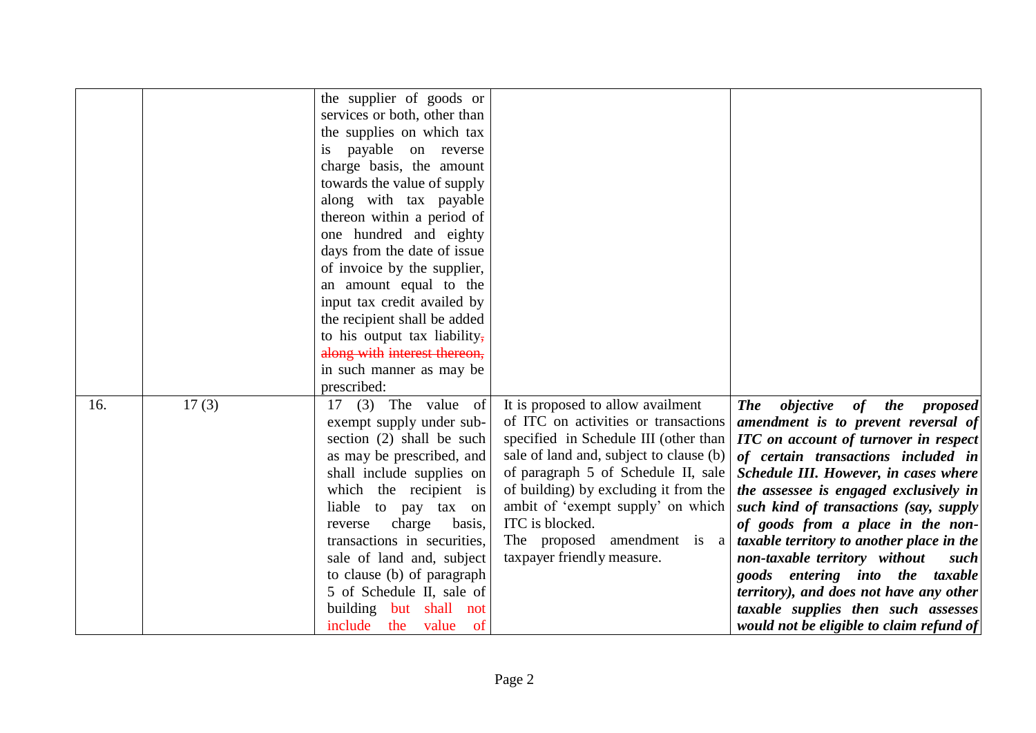| | | | | |
|---|---|---|---|---|
| | | the supplier of goods or services or both, other than the supplies on which tax is payable on reverse charge basis, the amount towards the value of supply along with tax payable thereon within a period of one hundred and eighty days from the date of issue of invoice by the supplier, an amount equal to the input tax credit availed by the recipient shall be added to his output tax liability~~, along with interest thereon,~~ in such manner as may be prescribed: | | |
| 16. | 17 (3) | 17 (3) The value of exempt supply under sub-section (2) shall be such as may be prescribed, and shall include supplies on which the recipient is liable to pay tax on reverse charge basis, transactions in securities, sale of land and, subject to clause (b) of paragraph 5 of Schedule II, sale of building but shall not include the value of | It is proposed to allow availment of ITC on activities or transactions specified in Schedule III (other than sale of land and, subject to clause (b) of paragraph 5 of Schedule II, sale of building) by excluding it from the ambit of 'exempt supply' on which ITC is blocked.<br>The proposed amendment is a taxpayer friendly measure. | ***The objective of the proposed amendment is to prevent reversal of ITC on account of turnover in respect of certain transactions included in Schedule III. However, in cases where the assessee is engaged exclusively in such kind of transactions (say, supply of goods from a place in the non-taxable territory to another place in the non-taxable territory without such goods entering into the taxable territory), and does not have any other taxable supplies then such assesses would not be eligible to claim refund of*** |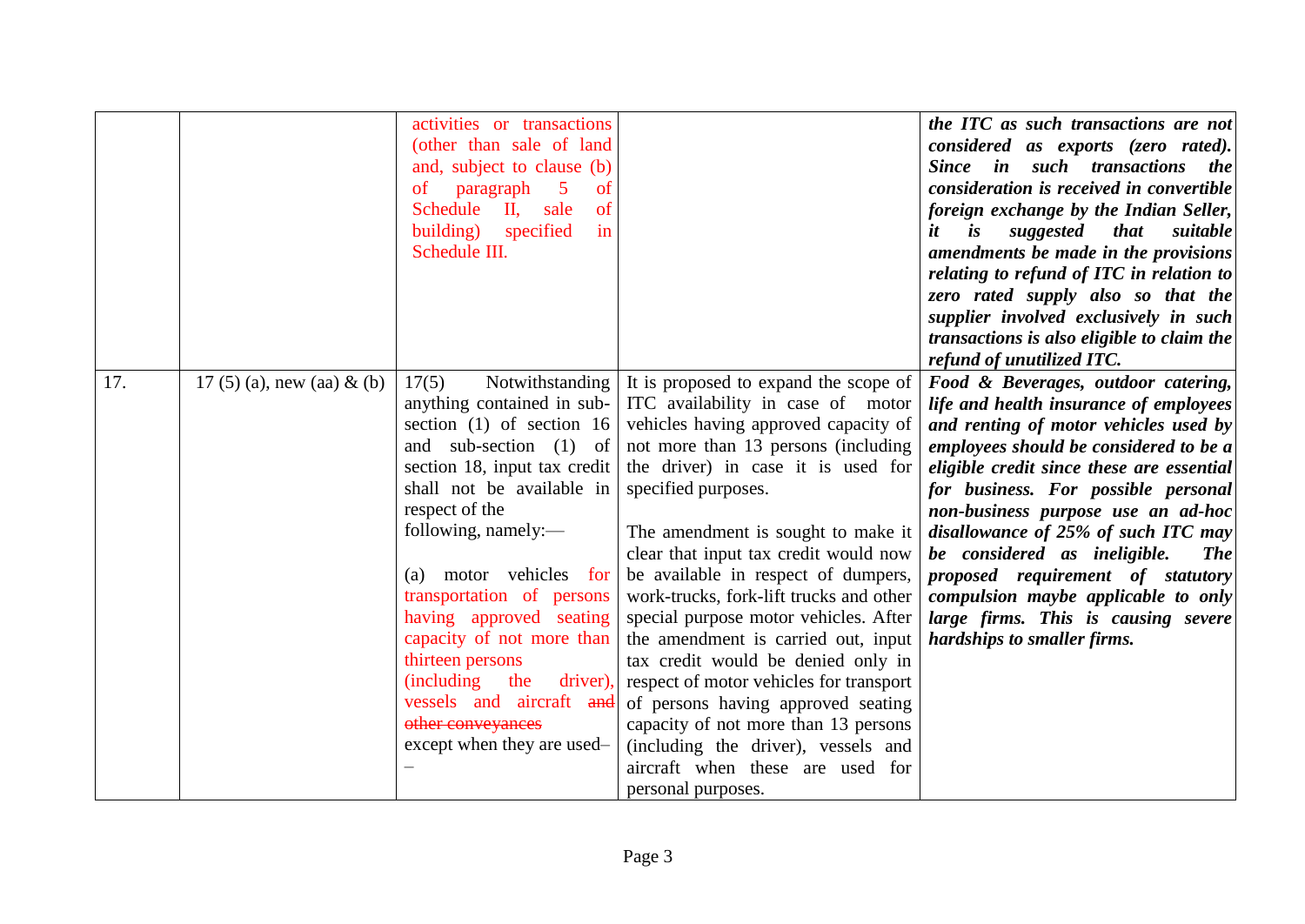| | | | | |
|---|---|---|---|---|
| | | activities or transactions (other than sale of land and, subject to clause (b) of paragraph 5 of Schedule II, sale of building) specified in Schedule III. | | ***the ITC as such transactions are not considered as exports (zero rated). Since in such transactions the consideration is received in convertible foreign exchange by the Indian Seller, it is suggested that suitable amendments be made in the provisions relating to refund of ITC in relation to zero rated supply also so that the supplier involved exclusively in such transactions is also eligible to claim the refund of unutilized ITC.*** |
| 17. | 17 (5) (a), new (aa) & (b) | 17(5) Notwithstanding anything contained in sub-section (1) of section 16 and sub-section (1) of section 18, input tax credit shall not be available in respect of the following, namely:—<br><br>(a) motor vehicles for transportation of persons having approved seating capacity of not more than thirteen persons (including the driver), vessels and aircraft ~~and other conveyances~~ except when they are used–– | It is proposed to expand the scope of ITC availability in case of motor vehicles having approved capacity of not more than 13 persons (including the driver) in case it is used for specified purposes.<br><br>The amendment is sought to make it clear that input tax credit would now be available in respect of dumpers, work-trucks, fork-lift trucks and other special purpose motor vehicles. After the amendment is carried out, input tax credit would be denied only in respect of motor vehicles for transport of persons having approved seating capacity of not more than 13 persons (including the driver), vessels and aircraft when these are used for personal purposes. | ***Food & Beverages, outdoor catering, life and health insurance of employees and renting of motor vehicles used by employees should be considered to be a eligible credit since these are essential for business. For possible personal non-business purpose use an ad-hoc disallowance of 25% of such ITC may be considered as ineligible. The proposed requirement of statutory compulsion maybe applicable to only large firms. This is causing severe hardships to smaller firms.*** |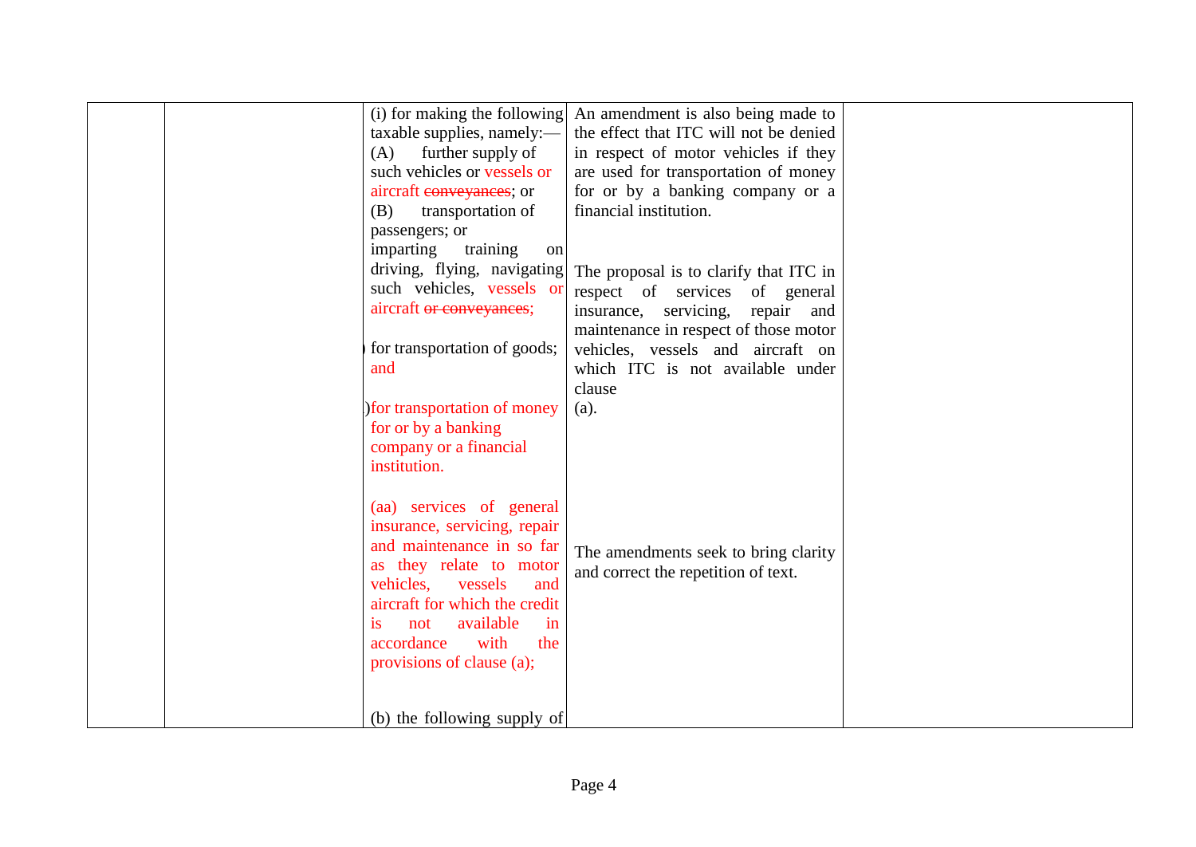|  |  | (i) for making the following taxable supplies, namely:—<br>(A) further supply of such vehicles or vessels or aircraft ~~conveyances~~; or<br>(B) transportation of passengers; or<br>imparting training on driving, flying, navigating such vehicles, vessels or aircraft ~~or conveyances~~;<br><br>) for transportation of goods; and<br><br>) for transportation of money for or by a banking company or a financial institution.<br><br>(aa) services of general insurance, servicing, repair and maintenance in so far as they relate to motor vehicles, vessels and aircraft for which the credit is not available in accordance with the provisions of clause (a);<br><br>(b) the following supply of | An amendment is also being made to the effect that ITC will not be denied in respect of motor vehicles if they are used for transportation of money for or by a banking company or a financial institution.<br><br>The proposal is to clarify that ITC in respect of services of general insurance, servicing, repair and maintenance in respect of those motor vehicles, vessels and aircraft on which ITC is not available under clause (a).<br><br>The amendments seek to bring clarity and correct the repetition of text. |  |
|---|---|---|---|---|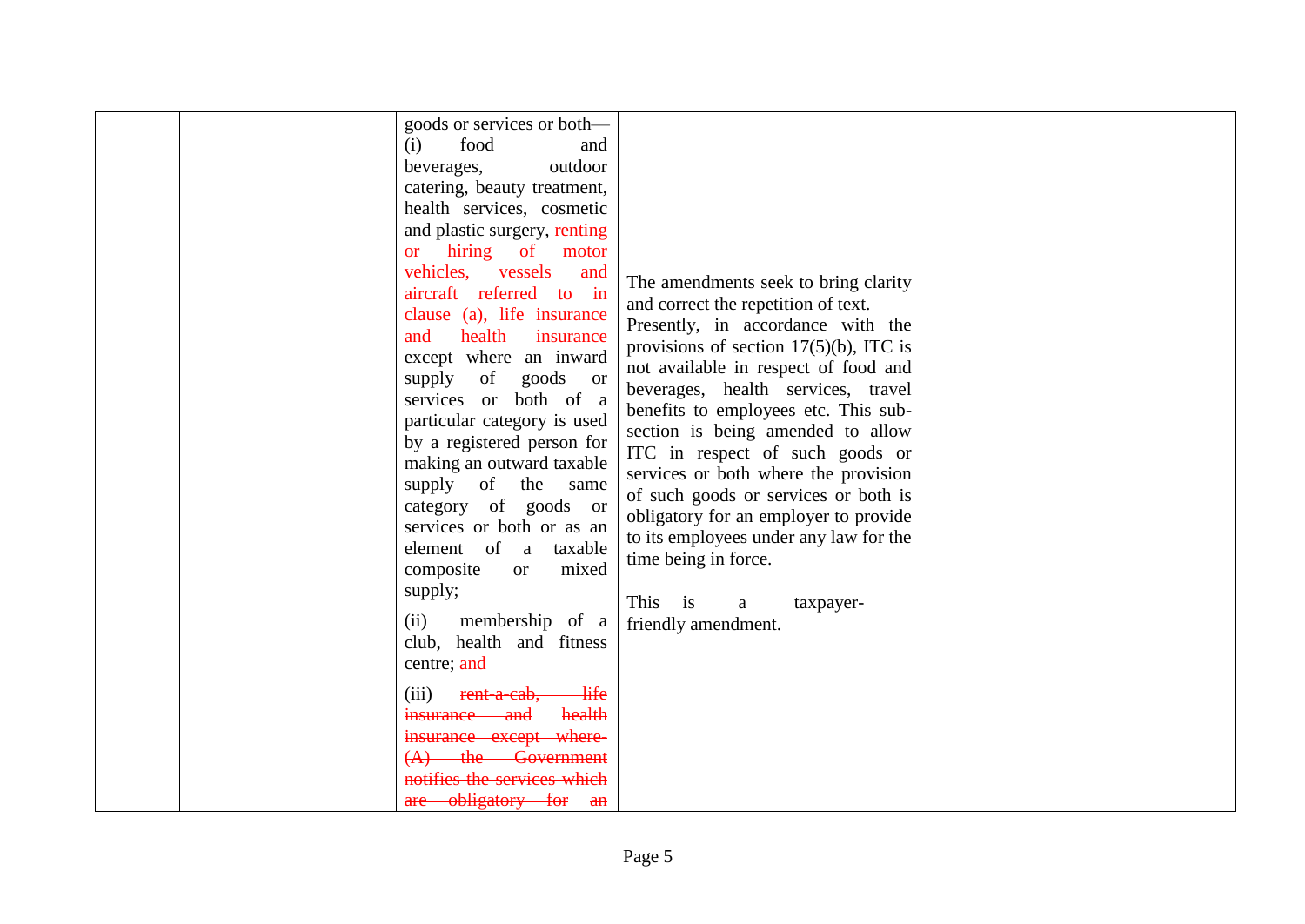| | | goods or services or both—<br>(i) food and beverages, outdoor catering, beauty treatment, health services, cosmetic and plastic surgery, renting or hiring of motor vehicles, vessels and aircraft referred to in clause (a), life insurance and health insurance except where an inward supply of goods or services or both of a particular category is used by a registered person for making an outward taxable supply of the same category of goods or services or both or as an element of a taxable composite or mixed supply;<br><br>(ii) membership of a club, health and fitness centre; and<br><br>(iii) ~~rent-a-cab, life insurance and health insurance except where-~~<br>~~(A) the Government notifies the services which are obligatory for an~~ | The amendments seek to bring clarity and correct the repetition of text.<br>Presently, in accordance with the provisions of section 17(5)(b), ITC is not available in respect of food and beverages, health services, travel benefits to employees etc. This sub-section is being amended to allow ITC in respect of such goods or services or both where the provision of such goods or services or both is obligatory for an employer to provide to its employees under any law for the time being in force.<br><br>This is a taxpayer-friendly amendment. | |
|---|---|---|---|---|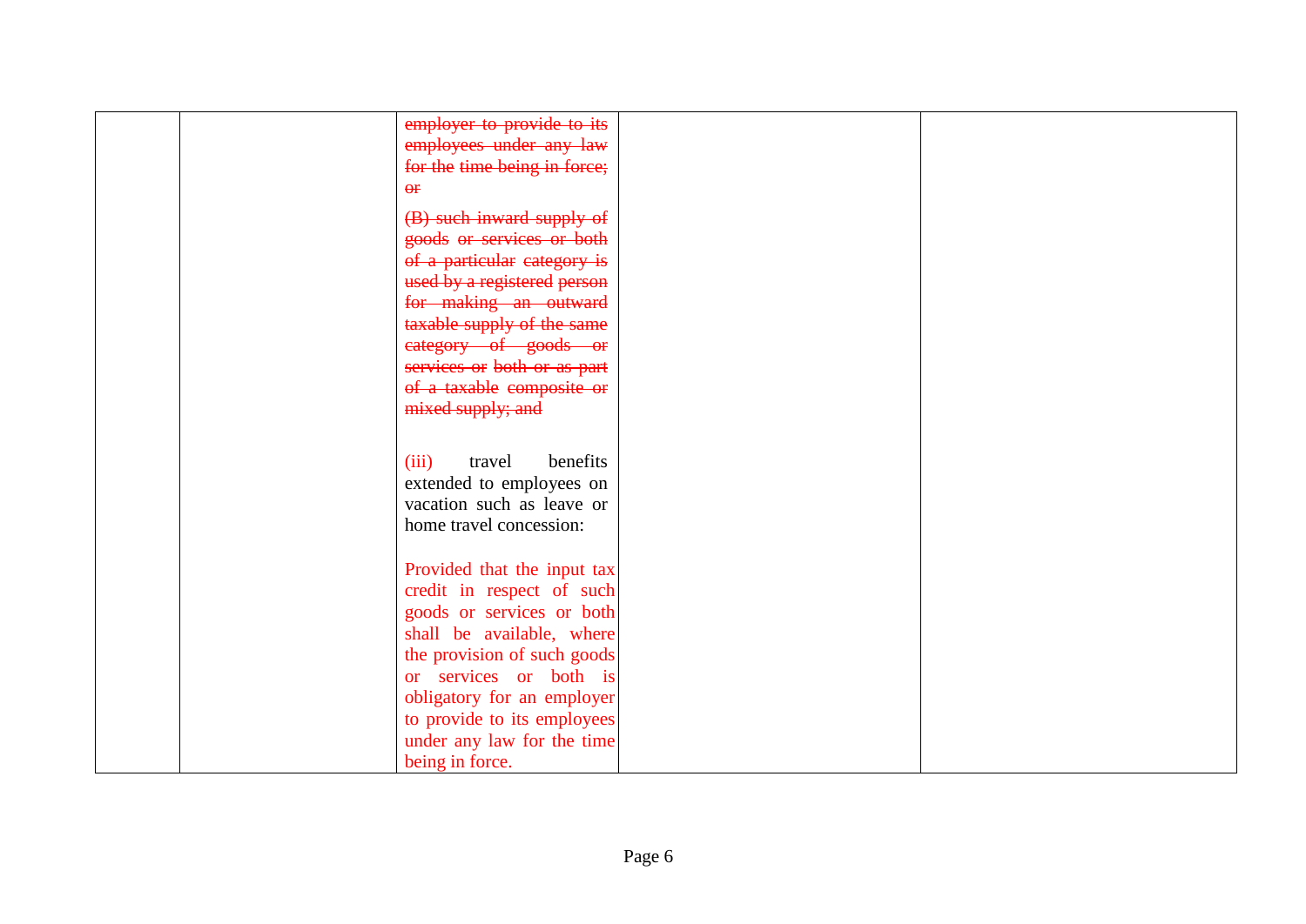| | | ~~employer to provide to its employees under any law for the time being in force; or~~<br><br>~~(B) such inward supply of goods or services or both of a particular category is used by a registered person for making an outward taxable supply of the same category of goods or services or both or as part of a taxable composite or mixed supply; and~~<br><br>(iii) travel benefits extended to employees on vacation such as leave or home travel concession:<br><br>Provided that the input tax credit in respect of such goods or services or both shall be available, where the provision of such goods or services or both is obligatory for an employer to provide to its employees under any law for the time being in force. | | |
|---|---|---|---|---|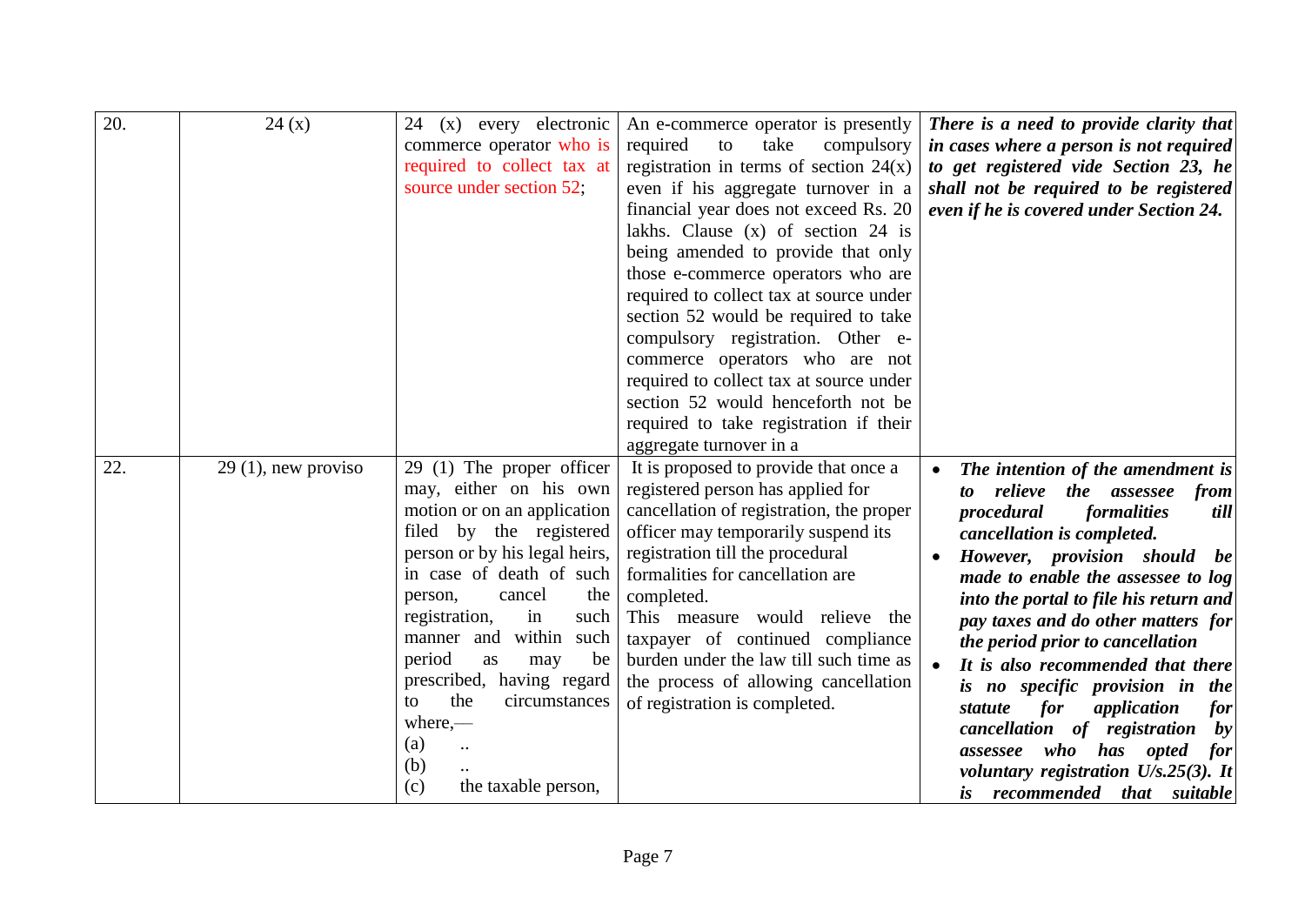| | | | | |
|---|---|---|---|---|
| 20. | 24 (x) | 24 (x) every electronic commerce operator who is required to collect tax at source under section 52; | An e-commerce operator is presently required to take compulsory registration in terms of section 24(x) even if his aggregate turnover in a financial year does not exceed Rs. 20 lakhs. Clause (x) of section 24 is being amended to provide that only those e-commerce operators who are required to collect tax at source under section 52 would be required to take compulsory registration. Other e-commerce operators who are not required to collect tax at source under section 52 would henceforth not be required to take registration if their aggregate turnover in a | ***There is a need to provide clarity that in cases where a person is not required to get registered vide Section 23, he shall not be required to be registered even if he is covered under Section 24.*** |
| 22. | 29 (1), new proviso | 29 (1) The proper officer may, either on his own motion or on an application filed by the registered person or by his legal heirs, in case of death of such person, cancel the registration, in such manner and within such period as may be prescribed, having regard to the circumstances where,—<br>(a) ..<br>(b) ..<br>(c) the taxable person, | It is proposed to provide that once a registered person has applied for cancellation of registration, the proper officer may temporarily suspend its registration till the procedural formalities for cancellation are completed.<br>This measure would relieve the taxpayer of continued compliance burden under the law till such time as the process of allowing cancellation of registration is completed. | • ***The intention of the amendment is to relieve the assessee from procedural formalities till cancellation is completed.***<br>• ***However, provision should be made to enable the assessee to log into the portal to file his return and pay taxes and do other matters for the period prior to cancellation***<br>• ***It is also recommended that there is no specific provision in the statute for application for cancellation of registration by assessee who has opted for voluntary registration U/s.25(3). It is recommended that suitable*** |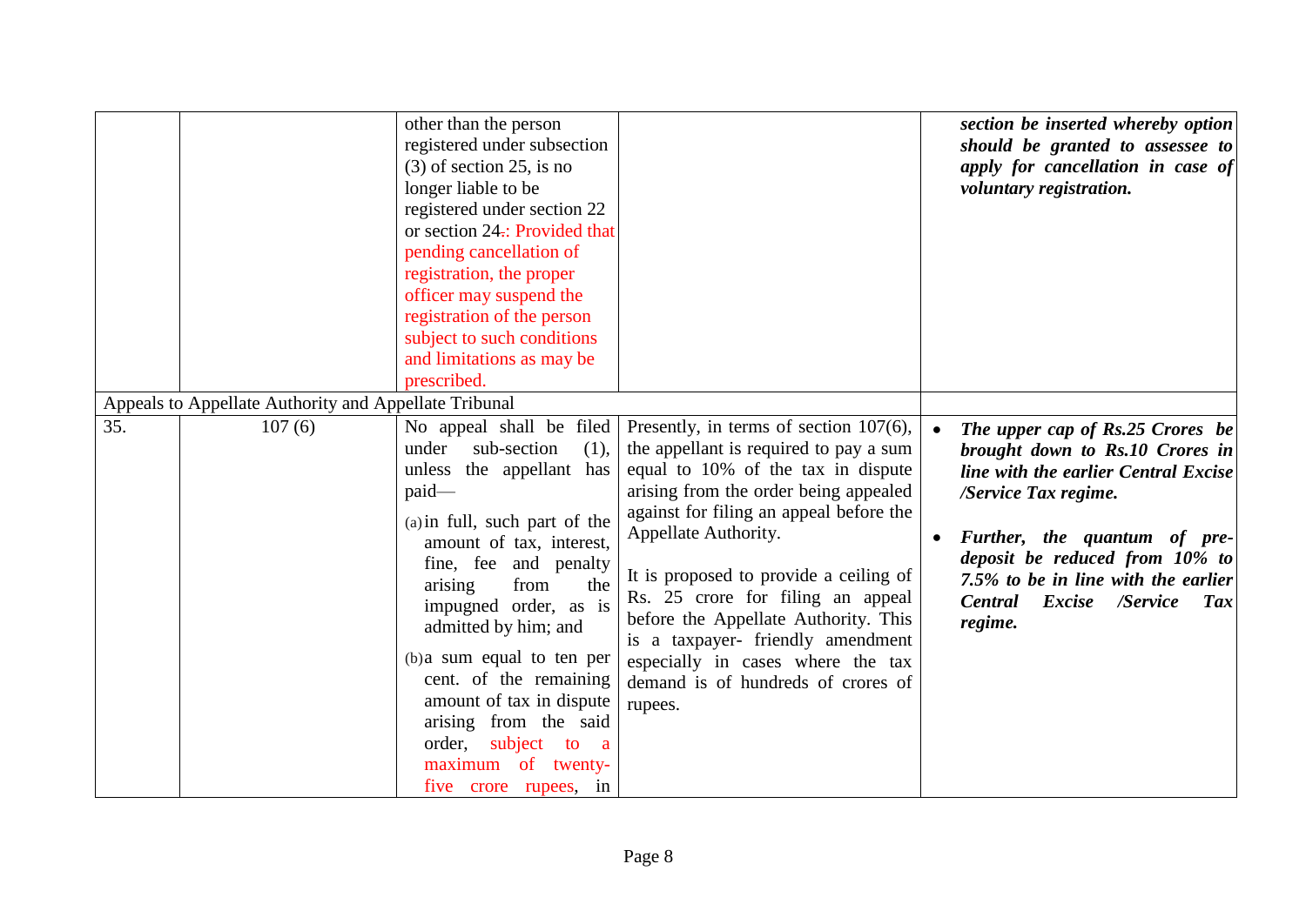| | | | | |
|---|---|---|---|---|
| | | other than the person registered under subsection (3) of section 25, is no longer liable to be registered under section 22 or section 24.: Provided that pending cancellation of registration, the proper officer may suspend the registration of the person subject to such conditions and limitations as may be prescribed. | | ***section be inserted whereby option should be granted to assessee to apply for cancellation in case of voluntary registration.*** |
| Appeals to Appellate Authority and Appellate Tribunal | | | | |
| 35. | 107 (6) | No appeal shall be filed under sub-section (1), unless the appellant has paid—<br>(a) in full, such part of the amount of tax, interest, fine, fee and penalty arising from the impugned order, as is admitted by him; and<br>(b) a sum equal to ten per cent. of the remaining amount of tax in dispute arising from the said order, subject to a maximum of twenty-five crore rupees, in | Presently, in terms of section 107(6), the appellant is required to pay a sum equal to 10% of the tax in dispute arising from the order being appealed against for filing an appeal before the Appellate Authority.<br><br>It is proposed to provide a ceiling of Rs. 25 crore for filing an appeal before the Appellate Authority. This is a taxpayer- friendly amendment especially in cases where the tax demand is of hundreds of crores of rupees. | • ***The upper cap of Rs.25 Crores be brought down to Rs.10 Crores in line with the earlier Central Excise /Service Tax regime.***<br>• ***Further, the quantum of pre-deposit be reduced from 10% to 7.5% to be in line with the earlier Central Excise /Service Tax regime.*** |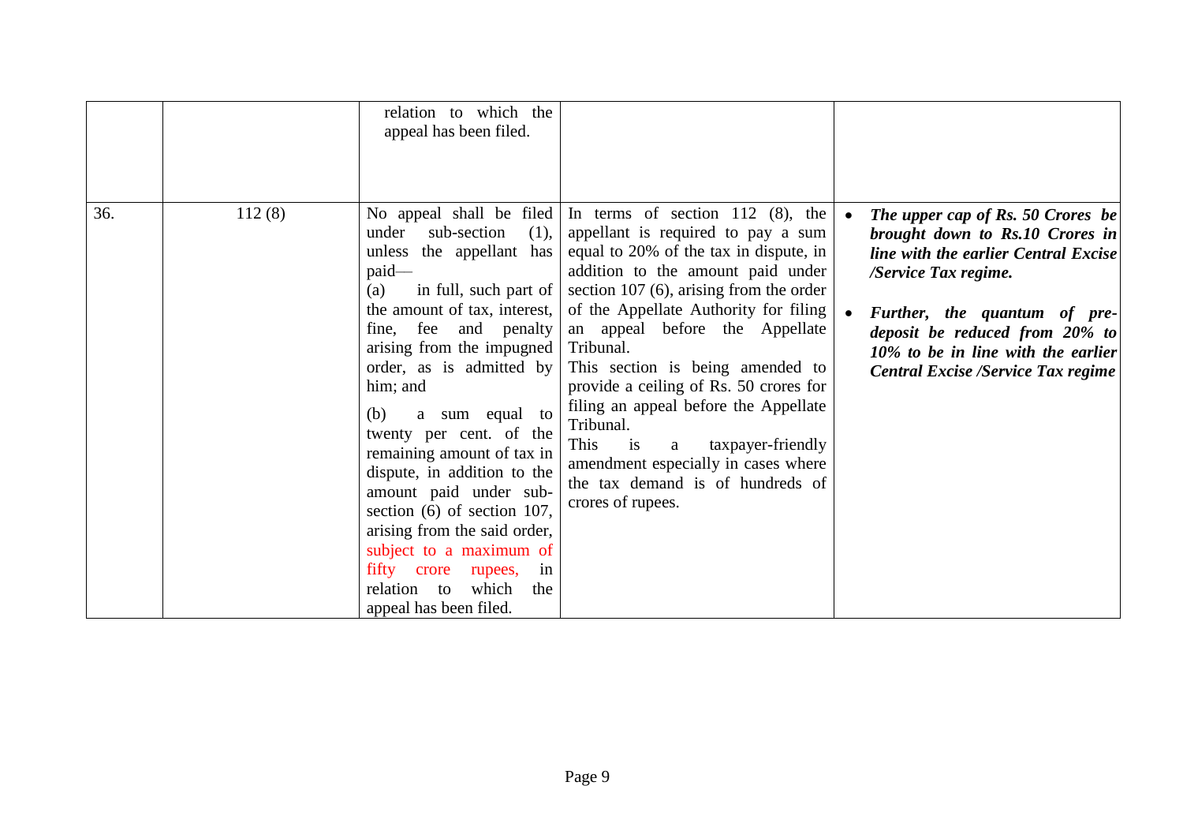| | | | | |
|---|---|---|---|---|
| | | relation to which the appeal has been filed. | | |
| 36. | 112 (8) | No appeal shall be filed under sub-section (1), unless the appellant has paid—<br>(a) in full, such part of the amount of tax, interest, fine, fee and penalty arising from the impugned order, as is admitted by him; and<br>(b) a sum equal to twenty per cent. of the remaining amount of tax in dispute, in addition to the amount paid under sub-section (6) of section 107, arising from the said order, subject to a maximum of fifty crore rupees, in relation to which the appeal has been filed. | In terms of section 112 (8), the appellant is required to pay a sum equal to 20% of the tax in dispute, in addition to the amount paid under section 107 (6), arising from the order of the Appellate Authority for filing an appeal before the Appellate Tribunal.<br>This section is being amended to provide a ceiling of Rs. 50 crores for filing an appeal before the Appellate Tribunal.<br>This is a taxpayer-friendly amendment especially in cases where the tax demand is of hundreds of crores of rupees. | • ***The upper cap of Rs. 50 Crores be brought down to Rs.10 Crores in line with the earlier Central Excise /Service Tax regime.***<br>• ***Further, the quantum of pre-deposit be reduced from 20% to 10% to be in line with the earlier Central Excise /Service Tax regime*** |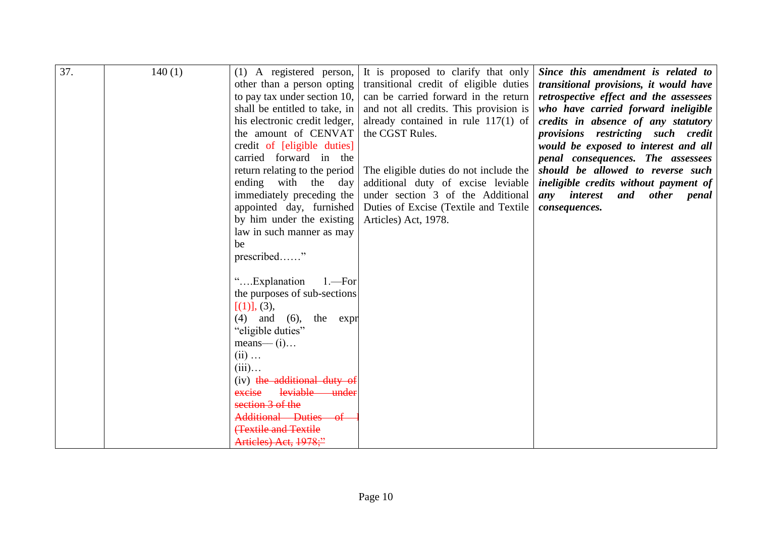| 37. | 140 (1) | (1) A registered person, other than a person opting to pay tax under section 10, shall be entitled to take, in his electronic credit ledger, the amount of CENVAT credit of [eligible duties] carried forward in the return relating to the period ending with the day immediately preceding the appointed day, furnished by him under the existing law in such manner as may be prescribed……"<br><br>"….Explanation 1.—For the purposes of sub-sections [(1)], (3), (4) and (6), the expr "eligible duties" means— (i)… (ii) … (iii)… (iv) ~~the additional duty of excise leviable under section 3 of the Additional Duties of I (Textile and Textile Articles) Act, 1978;"~~ | It is proposed to clarify that only transitional credit of eligible duties can be carried forward in the return and not all credits. This provision is already contained in rule 117(1) of the CGST Rules.<br><br>The eligible duties do not include the additional duty of excise leviable under section 3 of the Additional Duties of Excise (Textile and Textile Articles) Act, 1978. | ***Since this amendment is related to transitional provisions, it would have retrospective effect and the assessees who have carried forward ineligible credits in absence of any statutory provisions restricting such credit would be exposed to interest and all penal consequences. The assessees should be allowed to reverse such ineligible credits without payment of any interest and other penal consequences.*** |
|---|---|---|---|---|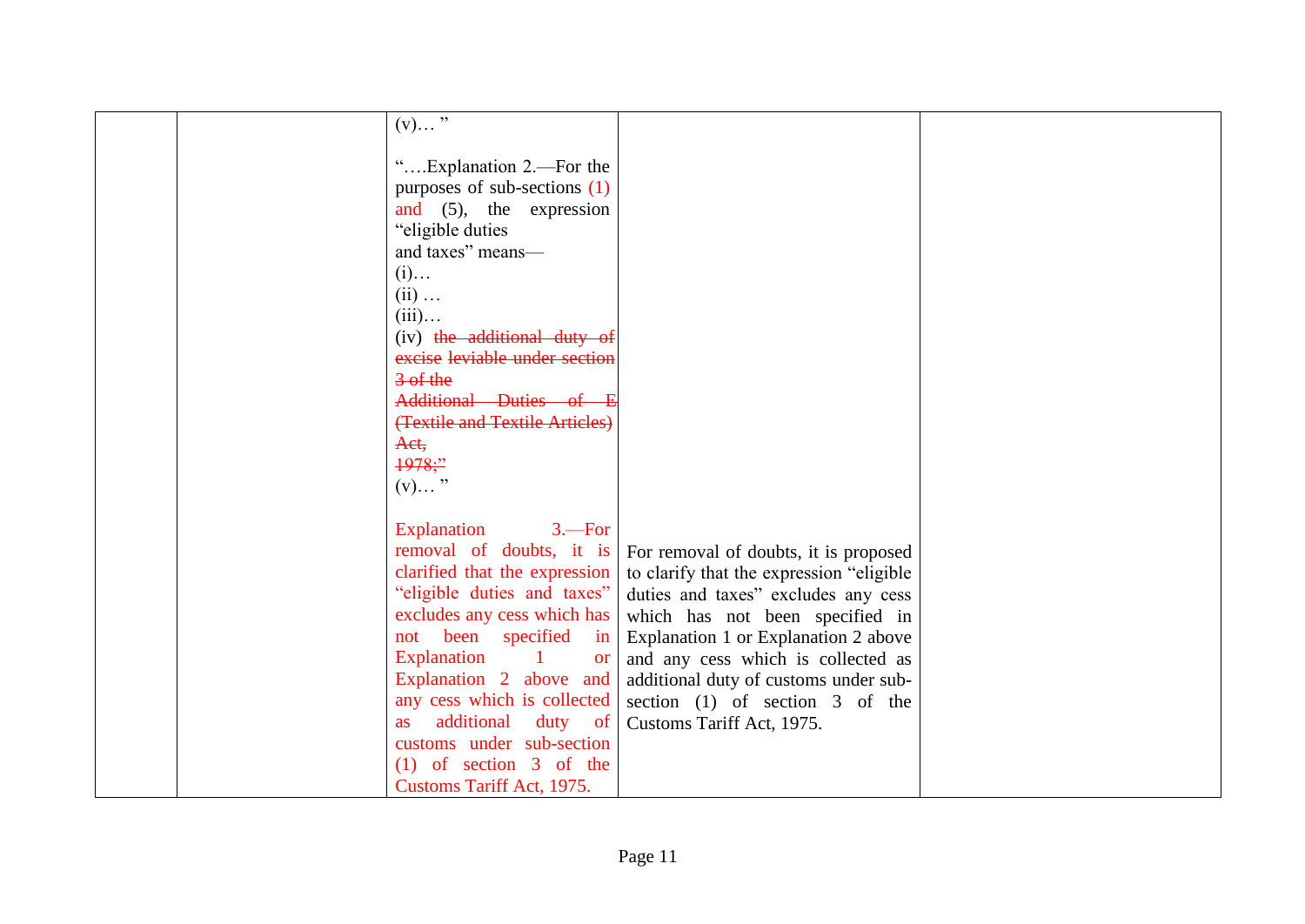| | | | | |
|---|---|---|---|---|
| | | (v)… "<br><br>"….Explanation 2.—For the purposes of sub-sections (1) and (5), the expression "eligible duties and taxes" means—<br>(i)…<br>(ii) …<br>(iii)…<br>(iv) ~~the additional duty of excise leviable under section 3 of the Additional Duties of E (Textile and Textile Articles) Act, 1978;"~~<br>(v)… "<br><br>Explanation 3.—For removal of doubts, it is clarified that the expression "eligible duties and taxes" excludes any cess which has not been specified in Explanation 1 or Explanation 2 above and any cess which is collected as additional duty of customs under sub-section (1) of section 3 of the Customs Tariff Act, 1975. | For removal of doubts, it is proposed to clarify that the expression "eligible duties and taxes" excludes any cess which has not been specified in Explanation 1 or Explanation 2 above and any cess which is collected as additional duty of customs under sub-section (1) of section 3 of the Customs Tariff Act, 1975. | |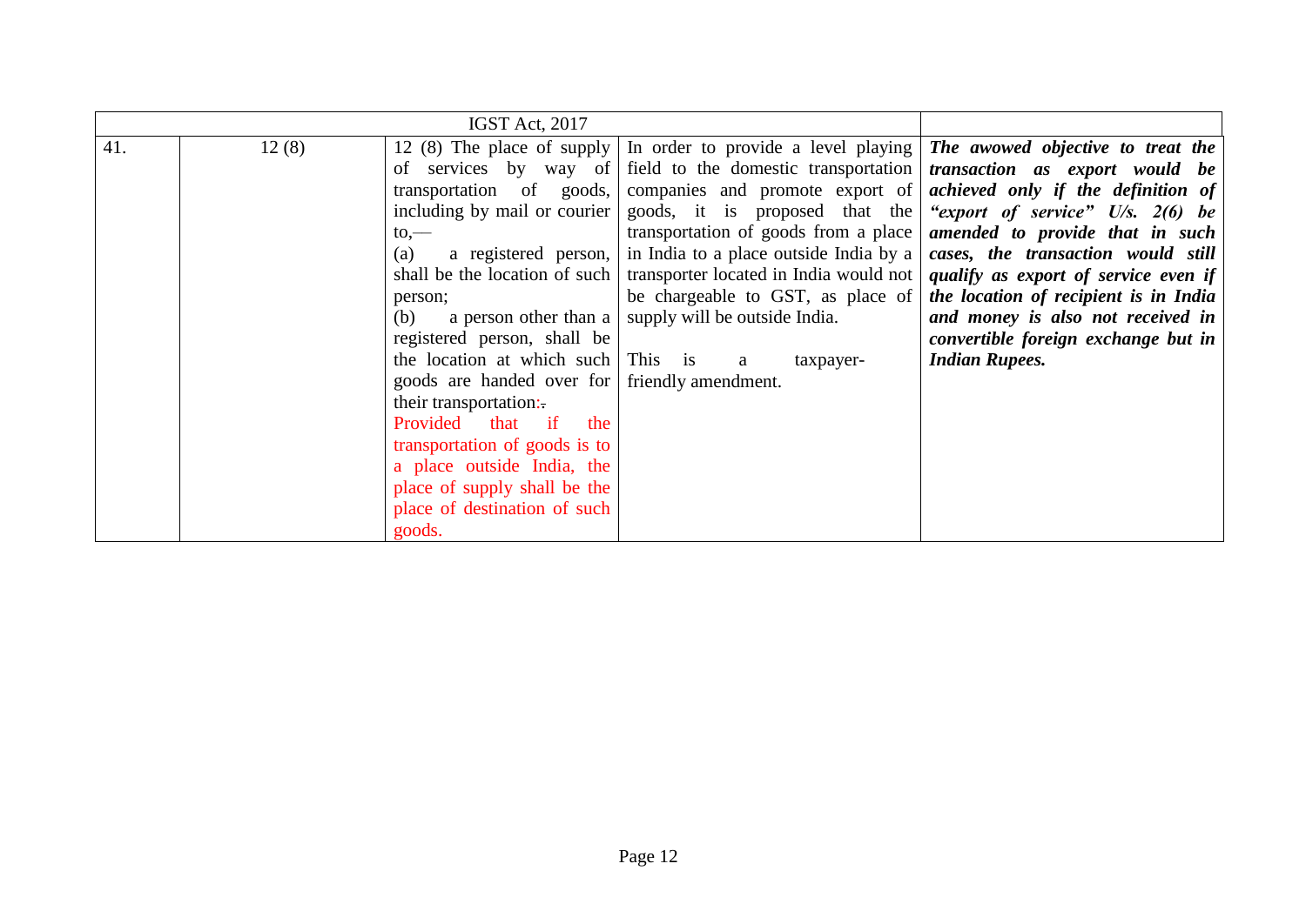| IGST Act, 2017 | | | | |
|---|---|---|---|---|
| 41. | 12 (8) | 12 (8) The place of supply of services by way of transportation of goods, including by mail or courier to,—<br>(a) a registered person, shall be the location of such person;<br>(b) a person other than a registered person, shall be the location at which such goods are handed over for their transportation:.<br>Provided that if the transportation of goods is to a place outside India, the place of supply shall be the place of destination of such goods. | In order to provide a level playing field to the domestic transportation companies and promote export of goods, it is proposed that the transportation of goods from a place in India to a place outside India by a transporter located in India would not be chargeable to GST, as place of supply will be outside India.<br><br>This is a taxpayer-friendly amendment. | ***The awowed objective to treat the transaction as export would be achieved only if the definition of "export of service" U/s. 2(6) be amended to provide that in such cases, the transaction would still qualify as export of service even if the location of recipient is in India and money is also not received in convertible foreign exchange but in Indian Rupees.*** |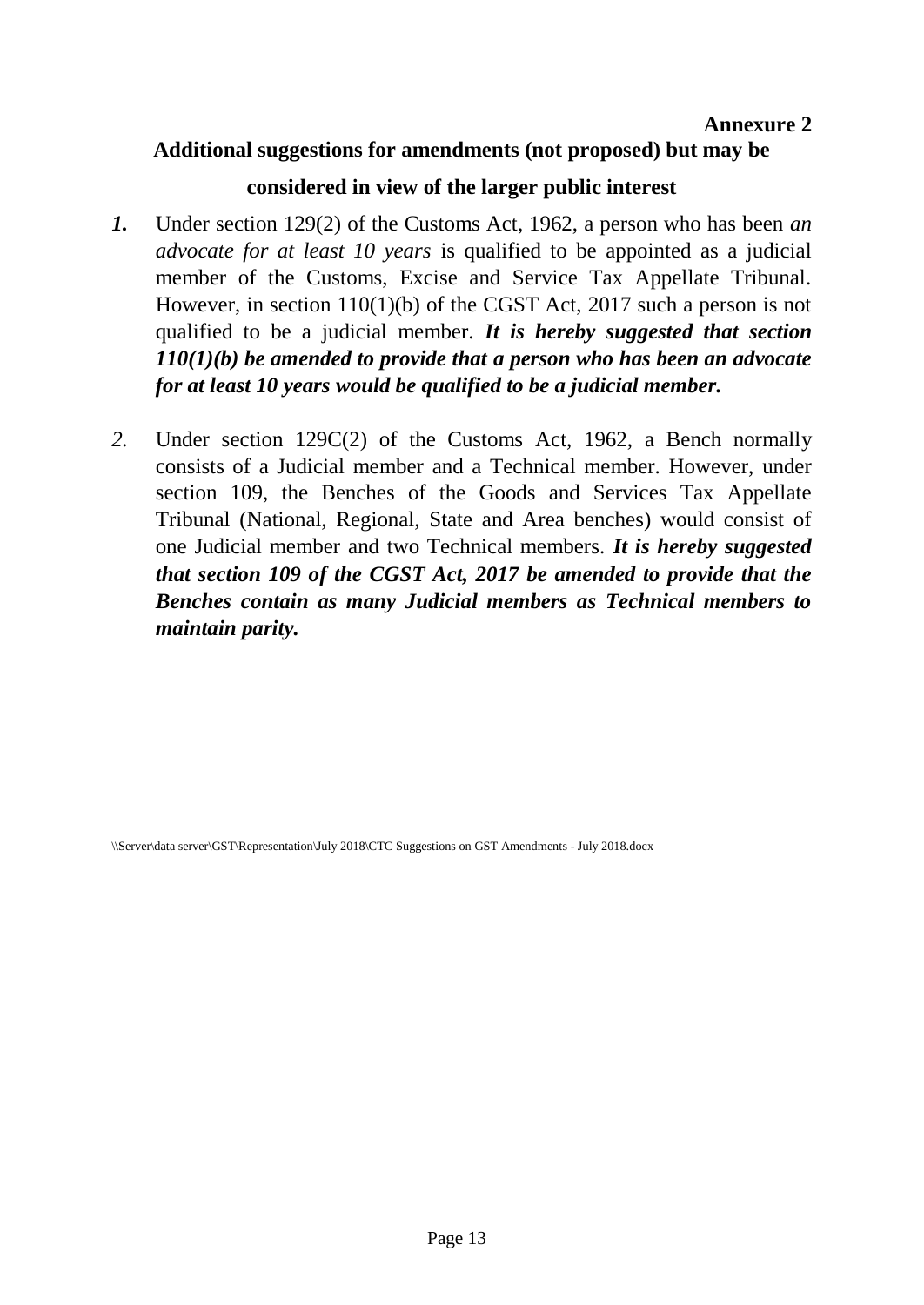**Annexure 2**

## Additional suggestions for amendments (not proposed) but may be considered in view of the larger public interest

***1.*** Under section 129(2) of the Customs Act, 1962, a person who has been *an advocate for at least 10 years* is qualified to be appointed as a judicial member of the Customs, Excise and Service Tax Appellate Tribunal. However, in section 110(1)(b) of the CGST Act, 2017 such a person is not qualified to be a judicial member. ***It is hereby suggested that section 110(1)(b) be amended to provide that a person who has been an advocate for at least 10 years would be qualified to be a judicial member.***

*2.* Under section 129C(2) of the Customs Act, 1962, a Bench normally consists of a Judicial member and a Technical member. However, under section 109, the Benches of the Goods and Services Tax Appellate Tribunal (National, Regional, State and Area benches) would consist of one Judicial member and two Technical members. ***It is hereby suggested that section 109 of the CGST Act, 2017 be amended to provide that the Benches contain as many Judicial members as Technical members to maintain parity.***

\\Server\data server\GST\Representation\July 2018\CTC Suggestions on GST Amendments - July 2018.docx